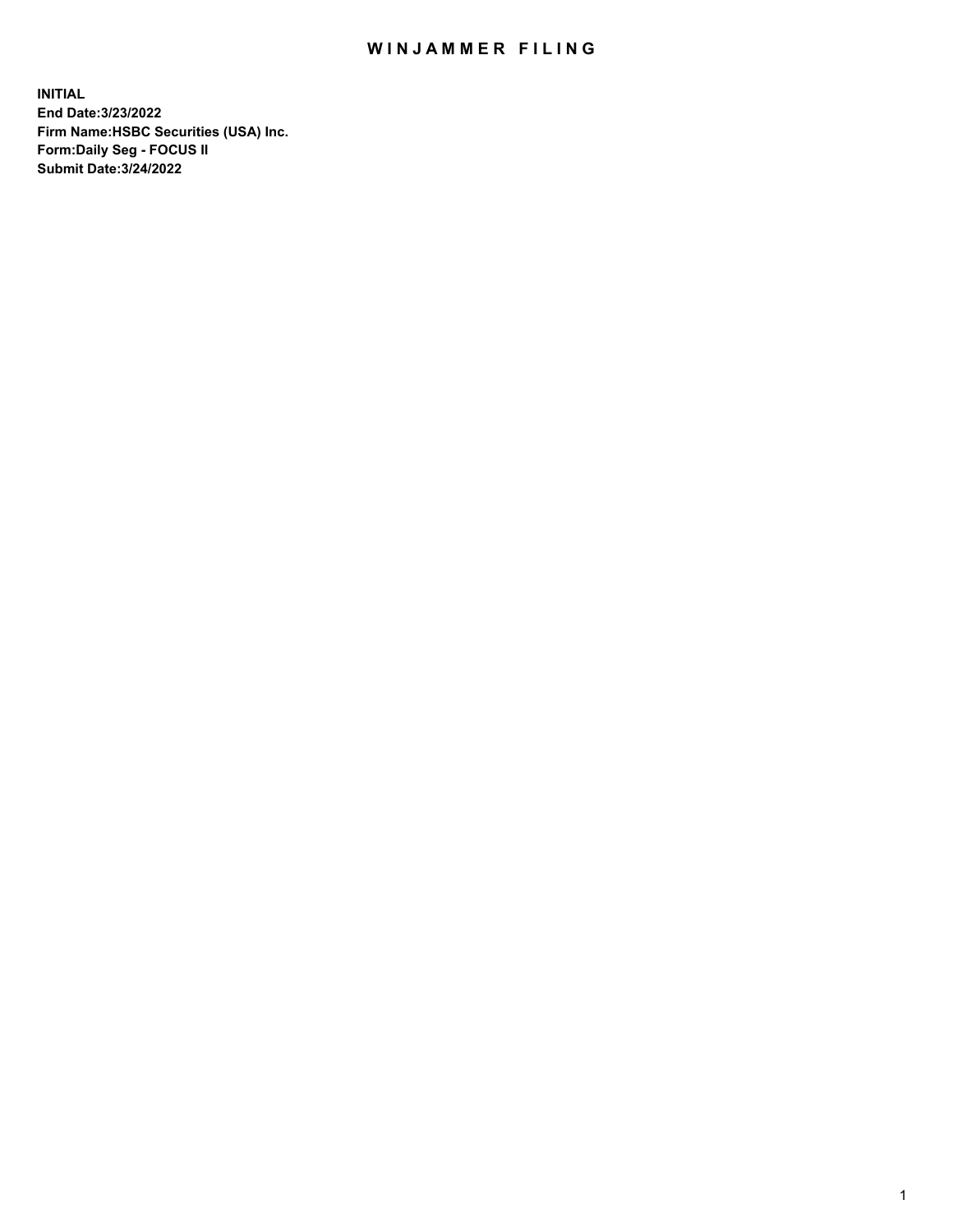# WINJAMMER FILING

**INITIAL**
**End Date:3/23/2022**
**Firm Name:HSBC Securities (USA) Inc.**
**Form:Daily Seg - FOCUS II**
**Submit Date:3/24/2022**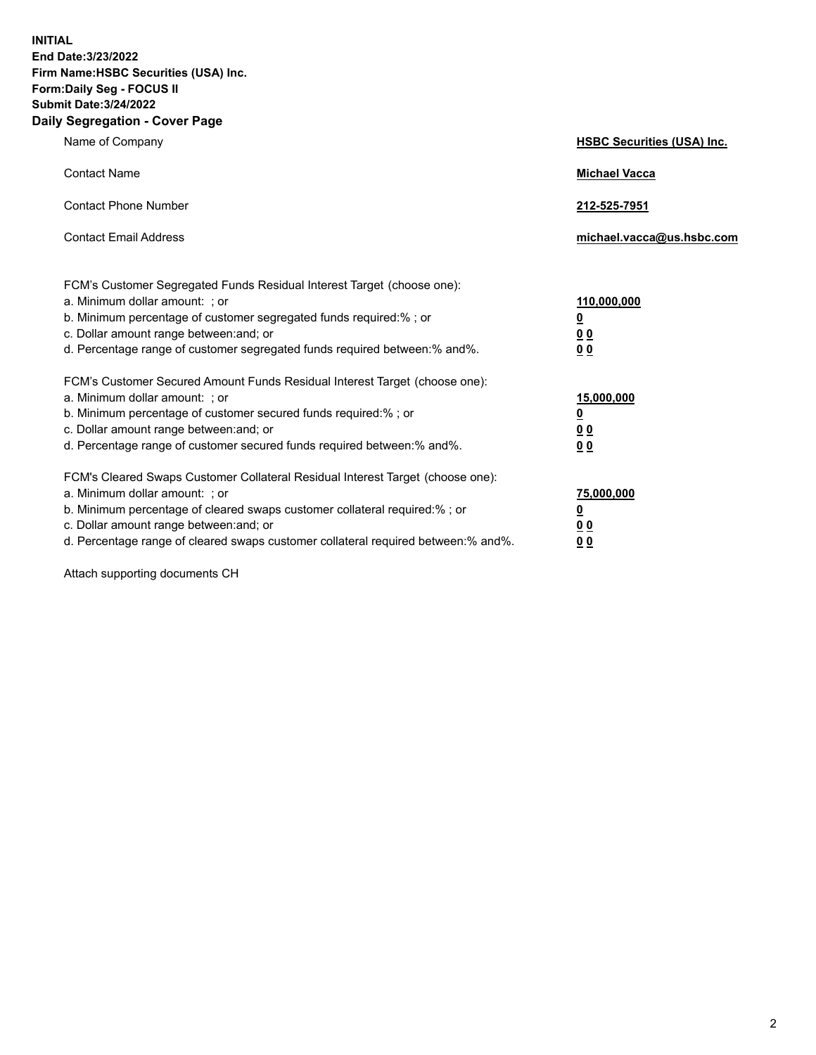**INITIAL**
**End Date:3/23/2022**
**Firm Name:HSBC Securities (USA) Inc.**
**Form:Daily Seg - FOCUS II**
**Submit Date:3/24/2022**

## Daily Segregation - Cover Page

| | |
|---|---|
| Name of Company | **HSBC Securities (USA) Inc.** |
| Contact Name | **Michael Vacca** |
| Contact Phone Number | **212-525-7951** |
| Contact Email Address | **michael.vacca@us.hsbc.com** |

| | |
|---|---|
| FCM's Customer Segregated Funds Residual Interest Target (choose one): | |
| a. Minimum dollar amount: ; or | **110,000,000** |
| b. Minimum percentage of customer segregated funds required:% ; or | **0** |
| c. Dollar amount range between:and; or | **0 0** |
| d. Percentage range of customer segregated funds required between:% and%. | **0 0** |
| FCM's Customer Secured Amount Funds Residual Interest Target (choose one): | |
| a. Minimum dollar amount: ; or | **15,000,000** |
| b. Minimum percentage of customer secured funds required:% ; or | **0** |
| c. Dollar amount range between:and; or | **0 0** |
| d. Percentage range of customer secured funds required between:% and%. | **0 0** |
| FCM's Cleared Swaps Customer Collateral Residual Interest Target (choose one): | |
| a. Minimum dollar amount: ; or | **75,000,000** |
| b. Minimum percentage of cleared swaps customer collateral required:% ; or | **0** |
| c. Dollar amount range between:and; or | **0 0** |
| d. Percentage range of cleared swaps customer collateral required between:% and%. | **0 0** |

Attach supporting documents CH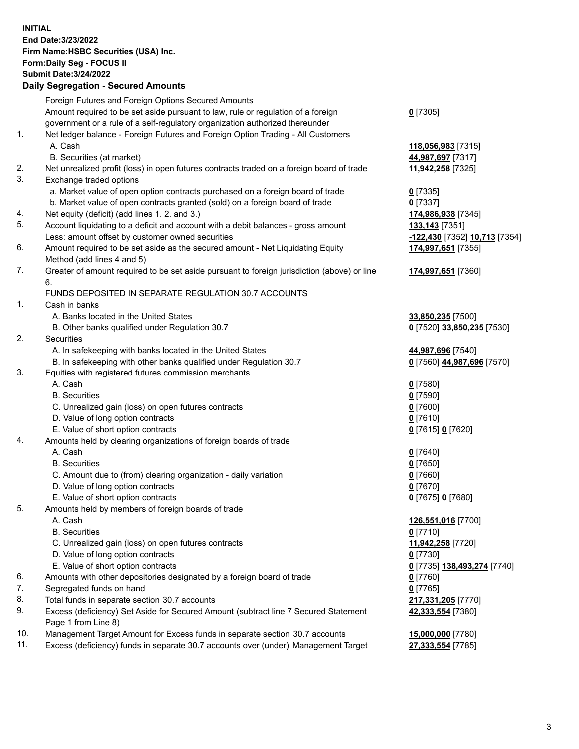**INITIAL**
**End Date:3/23/2022**
**Firm Name:HSBC Securities (USA) Inc.**
**Form:Daily Seg - FOCUS II**
**Submit Date:3/24/2022**

### Daily Segregation - Secured Amounts

| | | |
|---|---|---|
| | Foreign Futures and Foreign Options Secured Amounts | |
| | Amount required to be set aside pursuant to law, rule or regulation of a foreign government or a rule of a self-regulatory organization authorized thereunder | **0** [7305] |
| 1. | Net ledger balance - Foreign Futures and Foreign Option Trading - All Customers | |
| | A. Cash | **118,056,983** [7315] |
| | B. Securities (at market) | **44,987,697** [7317] |
| 2. | Net unrealized profit (loss) in open futures contracts traded on a foreign board of trade | **11,942,258** [7325] |
| 3. | Exchange traded options | |
| | a. Market value of open option contracts purchased on a foreign board of trade | **0** [7335] |
| | b. Market value of open contracts granted (sold) on a foreign board of trade | **0** [7337] |
| 4. | Net equity (deficit) (add lines 1. 2. and 3.) | **174,986,938** [7345] |
| 5. | Account liquidating to a deficit and account with a debit balances - gross amount | **133,143** [7351] |
| | Less: amount offset by customer owned securities | **-122,430** [7352] **10,713** [7354] |
| 6. | Amount required to be set aside as the secured amount - Net Liquidating Equity Method (add lines 4 and 5) | **174,997,651** [7355] |
| 7. | Greater of amount required to be set aside pursuant to foreign jurisdiction (above) or line 6. | **174,997,651** [7360] |
| | FUNDS DEPOSITED IN SEPARATE REGULATION 30.7 ACCOUNTS | |
| 1. | Cash in banks | |
| | A. Banks located in the United States | **33,850,235** [7500] |
| | B. Other banks qualified under Regulation 30.7 | **0** [7520] **33,850,235** [7530] |
| 2. | Securities | |
| | A. In safekeeping with banks located in the United States | **44,987,696** [7540] |
| | B. In safekeeping with other banks qualified under Regulation 30.7 | **0** [7560] **44,987,696** [7570] |
| 3. | Equities with registered futures commission merchants | |
| | A. Cash | **0** [7580] |
| | B. Securities | **0** [7590] |
| | C. Unrealized gain (loss) on open futures contracts | **0** [7600] |
| | D. Value of long option contracts | **0** [7610] |
| | E. Value of short option contracts | **0** [7615] **0** [7620] |
| 4. | Amounts held by clearing organizations of foreign boards of trade | |
| | A. Cash | **0** [7640] |
| | B. Securities | **0** [7650] |
| | C. Amount due to (from) clearing organization - daily variation | **0** [7660] |
| | D. Value of long option contracts | **0** [7670] |
| | E. Value of short option contracts | **0** [7675] **0** [7680] |
| 5. | Amounts held by members of foreign boards of trade | |
| | A. Cash | **126,551,016** [7700] |
| | B. Securities | **0** [7710] |
| | C. Unrealized gain (loss) on open futures contracts | **11,942,258** [7720] |
| | D. Value of long option contracts | **0** [7730] |
| | E. Value of short option contracts | **0** [7735] **138,493,274** [7740] |
| 6. | Amounts with other depositories designated by a foreign board of trade | **0** [7760] |
| 7. | Segregated funds on hand | **0** [7765] |
| 8. | Total funds in separate section 30.7 accounts | **217,331,205** [7770] |
| 9. | Excess (deficiency) Set Aside for Secured Amount (subtract line 7 Secured Statement Page 1 from Line 8) | **42,333,554** [7380] |
| 10. | Management Target Amount for Excess funds in separate section 30.7 accounts | **15,000,000** [7780] |
| 11. | Excess (deficiency) funds in separate 30.7 accounts over (under) Management Target | **27,333,554** [7785] |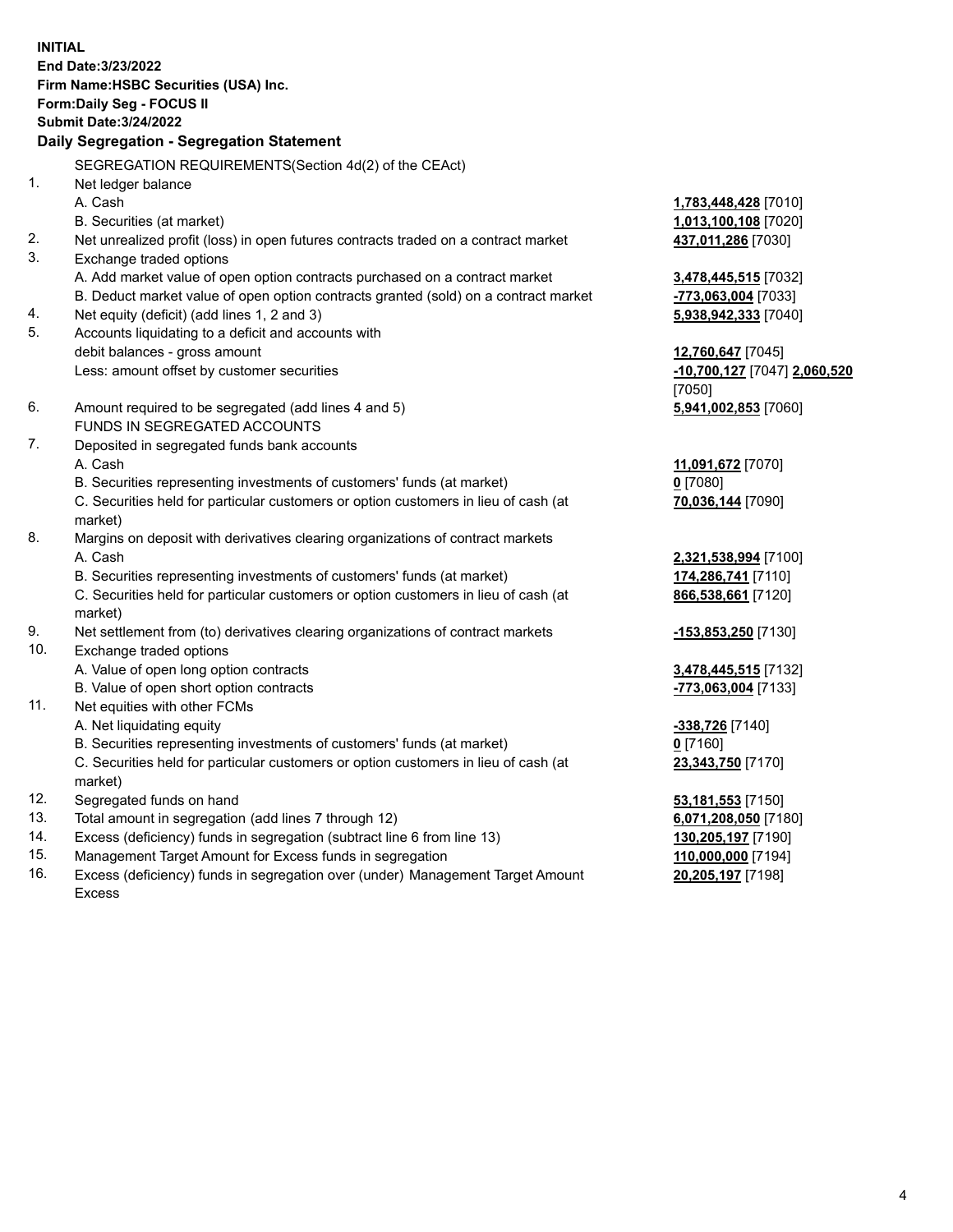**INITIAL**
**End Date:3/23/2022**
**Firm Name:HSBC Securities (USA) Inc.**
**Form:Daily Seg - FOCUS II**
**Submit Date:3/24/2022**

## Daily Segregation - Segregation Statement

| | | |
|---|---|---|
| | SEGREGATION REQUIREMENTS(Section 4d(2) of the CEAct) | |
| 1. | Net ledger balance | |
| | A. Cash | **1,783,448,428** [7010] |
| | B. Securities (at market) | **1,013,100,108** [7020] |
| 2. | Net unrealized profit (loss) in open futures contracts traded on a contract market | **437,011,286** [7030] |
| 3. | Exchange traded options | |
| | A. Add market value of open option contracts purchased on a contract market | **3,478,445,515** [7032] |
| | B. Deduct market value of open option contracts granted (sold) on a contract market | **-773,063,004** [7033] |
| 4. | Net equity (deficit) (add lines 1, 2 and 3) | **5,938,942,333** [7040] |
| 5. | Accounts liquidating to a deficit and accounts with debit balances - gross amount | **12,760,647** [7045] |
| | Less: amount offset by customer securities | **-10,700,127** [7047] **2,060,520** [7050] |
| 6. | Amount required to be segregated (add lines 4 and 5) | **5,941,002,853** [7060] |
| | FUNDS IN SEGREGATED ACCOUNTS | |
| 7. | Deposited in segregated funds bank accounts | |
| | A. Cash | **11,091,672** [7070] |
| | B. Securities representing investments of customers' funds (at market) | **0** [7080] |
| | C. Securities held for particular customers or option customers in lieu of cash (at market) | **70,036,144** [7090] |
| 8. | Margins on deposit with derivatives clearing organizations of contract markets | |
| | A. Cash | **2,321,538,994** [7100] |
| | B. Securities representing investments of customers' funds (at market) | **174,286,741** [7110] |
| | C. Securities held for particular customers or option customers in lieu of cash (at market) | **866,538,661** [7120] |
| 9. | Net settlement from (to) derivatives clearing organizations of contract markets | **-153,853,250** [7130] |
| 10. | Exchange traded options | |
| | A. Value of open long option contracts | **3,478,445,515** [7132] |
| | B. Value of open short option contracts | **-773,063,004** [7133] |
| 11. | Net equities with other FCMs | |
| | A. Net liquidating equity | **-338,726** [7140] |
| | B. Securities representing investments of customers' funds (at market) | **0** [7160] |
| | C. Securities held for particular customers or option customers in lieu of cash (at market) | **23,343,750** [7170] |
| 12. | Segregated funds on hand | **53,181,553** [7150] |
| 13. | Total amount in segregation (add lines 7 through 12) | **6,071,208,050** [7180] |
| 14. | Excess (deficiency) funds in segregation (subtract line 6 from line 13) | **130,205,197** [7190] |
| 15. | Management Target Amount for Excess funds in segregation | **110,000,000** [7194] |
| 16. | Excess (deficiency) funds in segregation over (under) Management Target Amount Excess | **20,205,197** [7198] |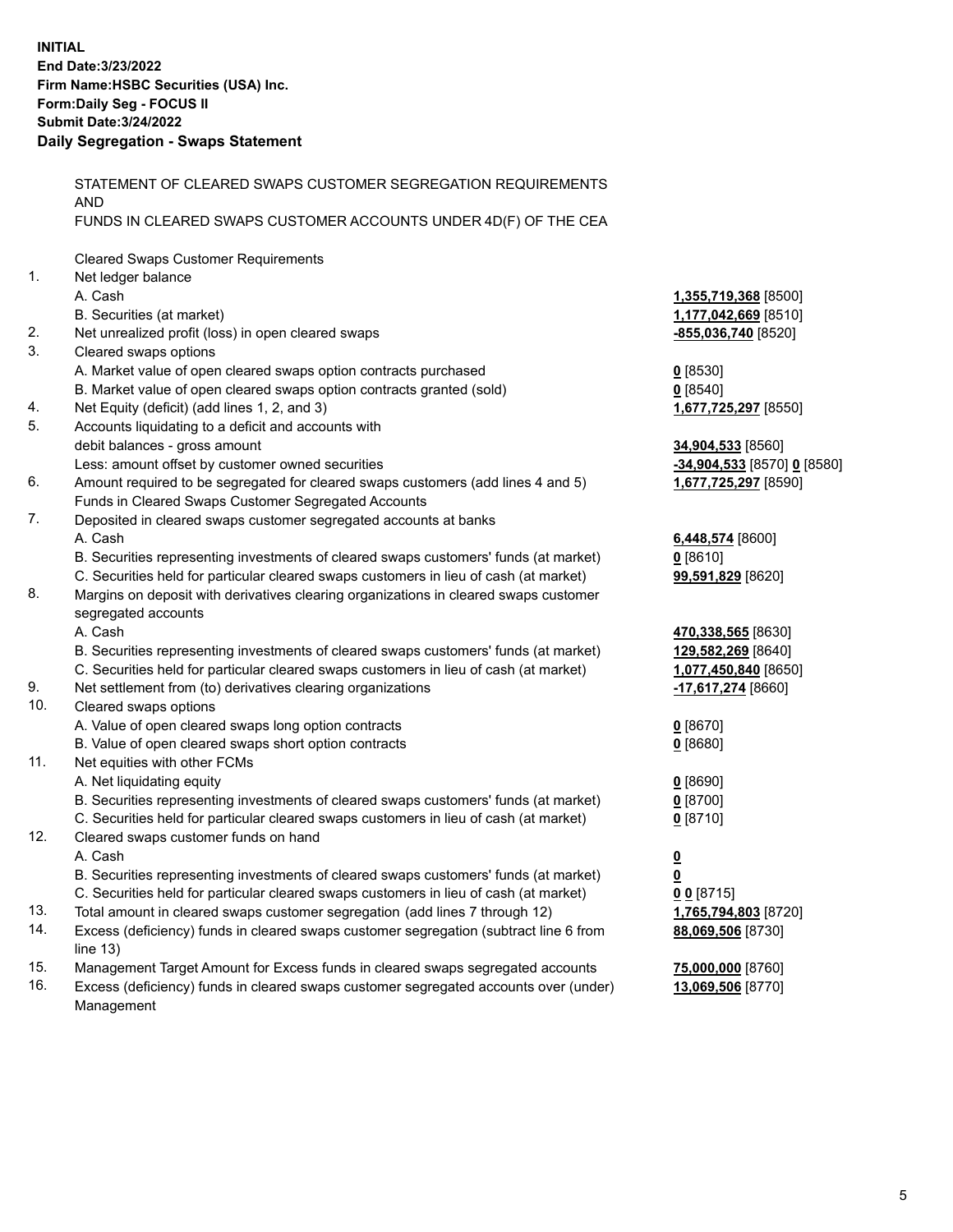**INITIAL**
**End Date:3/23/2022**
**Firm Name:HSBC Securities (USA) Inc.**
**Form:Daily Seg - FOCUS II**
**Submit Date:3/24/2022**
**Daily Segregation - Swaps Statement**

STATEMENT OF CLEARED SWAPS CUSTOMER SEGREGATION REQUIREMENTS AND
FUNDS IN CLEARED SWAPS CUSTOMER ACCOUNTS UNDER 4D(F) OF THE CEA

| | | |
|---|---|---|
| | Cleared Swaps Customer Requirements | |
| 1. | Net ledger balance | |
| | A. Cash | **1,355,719,368** [8500] |
| | B. Securities (at market) | **1,177,042,669** [8510] |
| 2. | Net unrealized profit (loss) in open cleared swaps | **-855,036,740** [8520] |
| 3. | Cleared swaps options | |
| | A. Market value of open cleared swaps option contracts purchased | **0** [8530] |
| | B. Market value of open cleared swaps option contracts granted (sold) | **0** [8540] |
| 4. | Net Equity (deficit) (add lines 1, 2, and 3) | **1,677,725,297** [8550] |
| 5. | Accounts liquidating to a deficit and accounts with | |
| | debit balances - gross amount | **34,904,533** [8560] |
| | Less: amount offset by customer owned securities | **-34,904,533** [8570] **0** [8580] |
| 6. | Amount required to be segregated for cleared swaps customers (add lines 4 and 5) | **1,677,725,297** [8590] |
| | Funds in Cleared Swaps Customer Segregated Accounts | |
| 7. | Deposited in cleared swaps customer segregated accounts at banks | |
| | A. Cash | **6,448,574** [8600] |
| | B. Securities representing investments of cleared swaps customers' funds (at market) | **0** [8610] |
| | C. Securities held for particular cleared swaps customers in lieu of cash (at market) | **99,591,829** [8620] |
| 8. | Margins on deposit with derivatives clearing organizations in cleared swaps customer segregated accounts | |
| | A. Cash | **470,338,565** [8630] |
| | B. Securities representing investments of cleared swaps customers' funds (at market) | **129,582,269** [8640] |
| | C. Securities held for particular cleared swaps customers in lieu of cash (at market) | **1,077,450,840** [8650] |
| 9. | Net settlement from (to) derivatives clearing organizations | **-17,617,274** [8660] |
| 10. | Cleared swaps options | |
| | A. Value of open cleared swaps long option contracts | **0** [8670] |
| | B. Value of open cleared swaps short option contracts | **0** [8680] |
| 11. | Net equities with other FCMs | |
| | A. Net liquidating equity | **0** [8690] |
| | B. Securities representing investments of cleared swaps customers' funds (at market) | **0** [8700] |
| | C. Securities held for particular cleared swaps customers in lieu of cash (at market) | **0** [8710] |
| 12. | Cleared swaps customer funds on hand | |
| | A. Cash | **0** |
| | B. Securities representing investments of cleared swaps customers' funds (at market) | **0** |
| | C. Securities held for particular cleared swaps customers in lieu of cash (at market) | **0** **0** [8715] |
| 13. | Total amount in cleared swaps customer segregation (add lines 7 through 12) | **1,765,794,803** [8720] |
| 14. | Excess (deficiency) funds in cleared swaps customer segregation (subtract line 6 from line 13) | **88,069,506** [8730] |
| 15. | Management Target Amount for Excess funds in cleared swaps segregated accounts | **75,000,000** [8760] |
| 16. | Excess (deficiency) funds in cleared swaps customer segregated accounts over (under) Management | **13,069,506** [8770] |